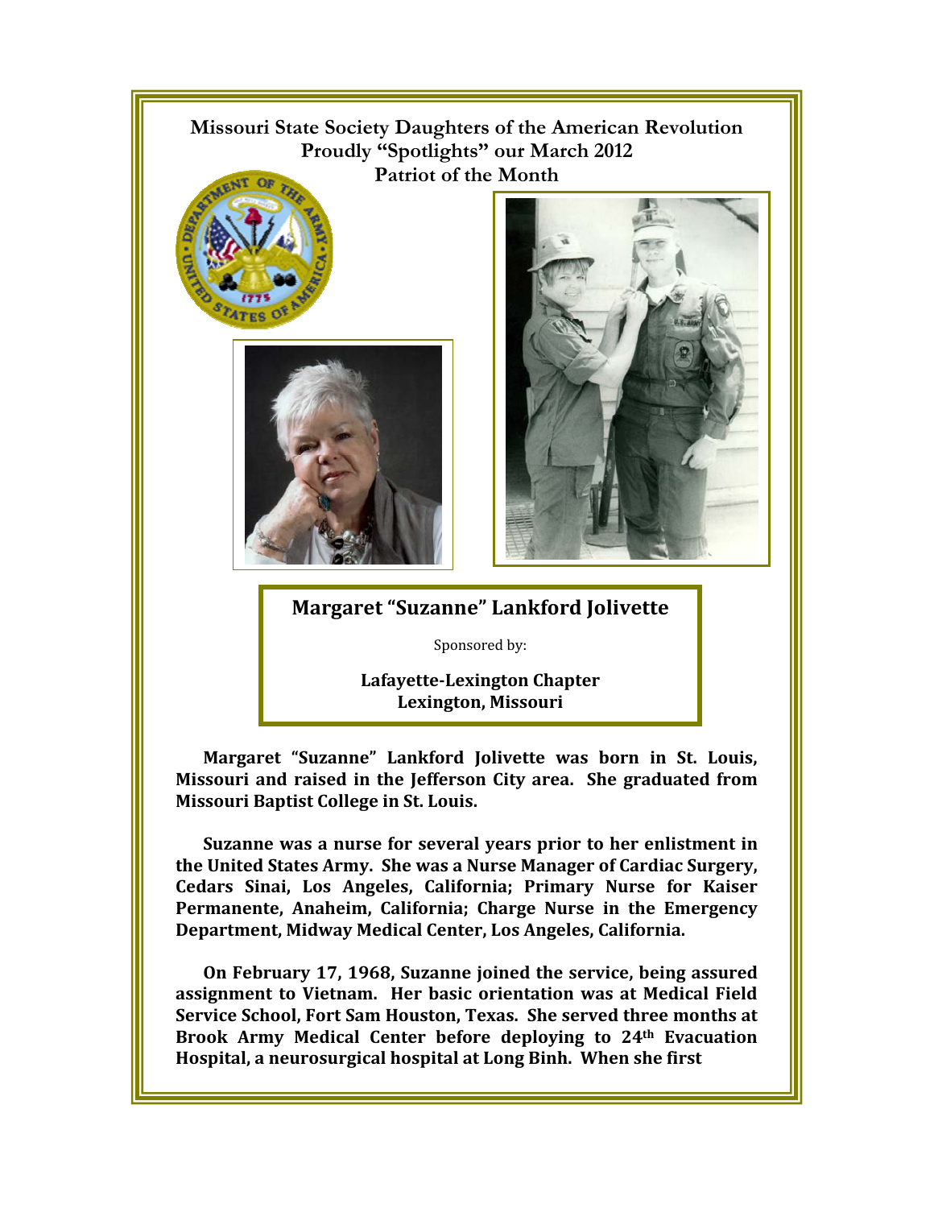# Missouri State Society Daughters of the American Revolution Proudly "Spotlights" our March 2012 Patriot of the Month

## Margaret "Suzanne" Lankford Jolivette

Sponsored by:

**Lafayette-Lexington Chapter**
**Lexington, Missouri**

**Margaret "Suzanne" Lankford Jolivette was born in St. Louis, Missouri and raised in the Jefferson City area. She graduated from Missouri Baptist College in St. Louis.**

**Suzanne was a nurse for several years prior to her enlistment in the United States Army. She was a Nurse Manager of Cardiac Surgery, Cedars Sinai, Los Angeles, California; Primary Nurse for Kaiser Permanente, Anaheim, California; Charge Nurse in the Emergency Department, Midway Medical Center, Los Angeles, California.**

**On February 17, 1968, Suzanne joined the service, being assured assignment to Vietnam. Her basic orientation was at Medical Field Service School, Fort Sam Houston, Texas. She served three months at Brook Army Medical Center before deploying to 24th Evacuation Hospital, a neurosurgical hospital at Long Binh. When she first**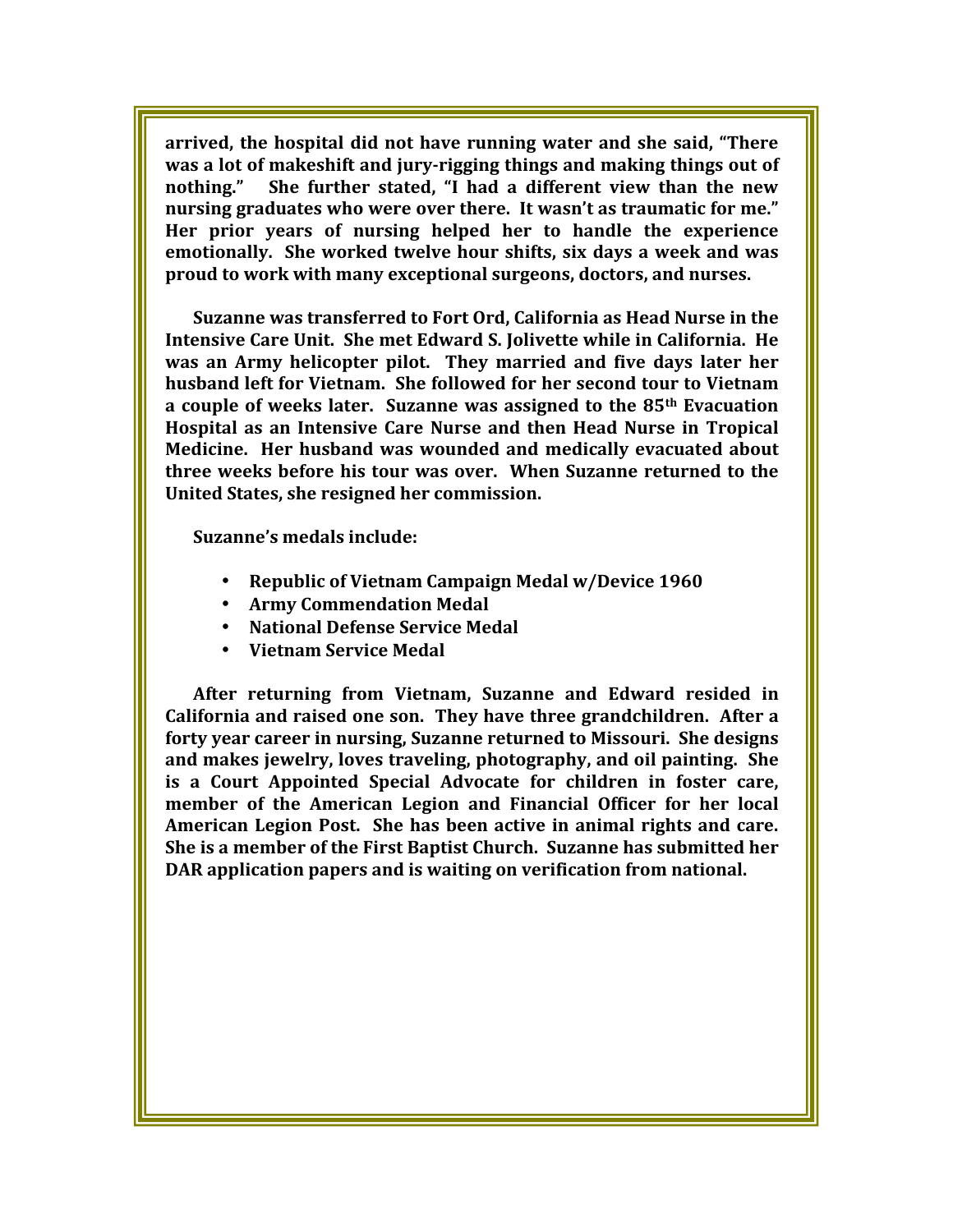arrived, the hospital did not have running water and she said, "There was a lot of makeshift and jury-rigging things and making things out of nothing." She further stated, "I had a different view than the new nursing graduates who were over there. It wasn't as traumatic for me." Her prior years of nursing helped her to handle the experience emotionally. She worked twelve hour shifts, six days a week and was proud to work with many exceptional surgeons, doctors, and nurses.

Suzanne was transferred to Fort Ord, California as Head Nurse in the Intensive Care Unit. She met Edward S. Jolivette while in California. He was an Army helicopter pilot. They married and five days later her husband left for Vietnam. She followed for her second tour to Vietnam a couple of weeks later. Suzanne was assigned to the 85th Evacuation Hospital as an Intensive Care Nurse and then Head Nurse in Tropical Medicine. Her husband was wounded and medically evacuated about three weeks before his tour was over. When Suzanne returned to the United States, she resigned her commission.

Suzanne's medals include:

- Republic of Vietnam Campaign Medal w/Device 1960
- Army Commendation Medal
- National Defense Service Medal
- Vietnam Service Medal

After returning from Vietnam, Suzanne and Edward resided in California and raised one son. They have three grandchildren. After a forty year career in nursing, Suzanne returned to Missouri. She designs and makes jewelry, loves traveling, photography, and oil painting. She is a Court Appointed Special Advocate for children in foster care, member of the American Legion and Financial Officer for her local American Legion Post. She has been active in animal rights and care. She is a member of the First Baptist Church. Suzanne has submitted her DAR application papers and is waiting on verification from national.